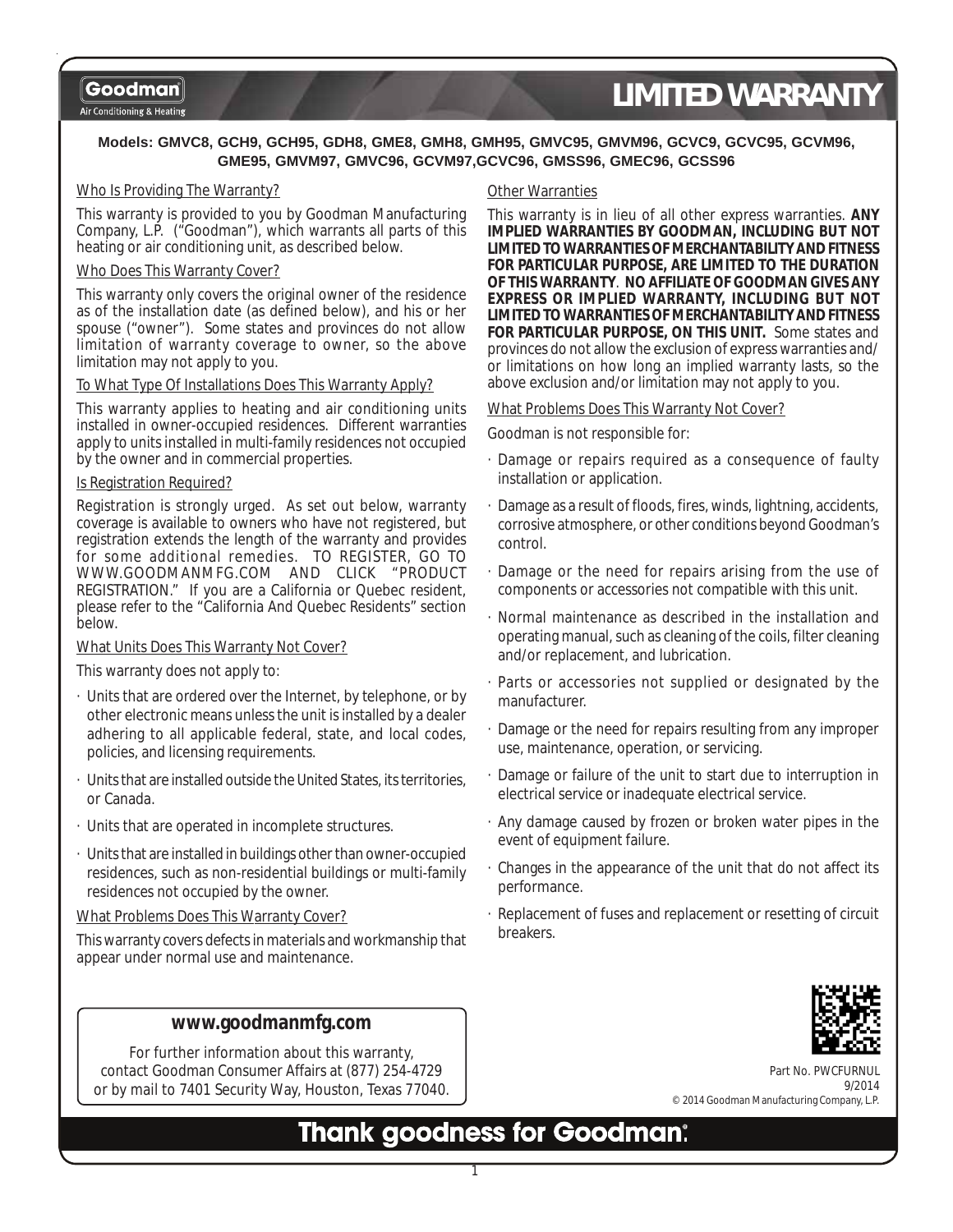Goodman Air Conditioning & Heating

# LIMITED WARRANTY

**Models: GMVC8, GCH9, GCH95, GDH8, GME8, GMH8, GMH95, GMVC95, GMVM96, GCVC9, GCVC95, GCVM96, GME95, GMVM97, GMVC96, GCVM97,GCVC96, GMSS96, GMEC96, GCSS96**

## Who Is Providing The Warranty?

This warranty is provided to you by Goodman Manufacturing Company, L.P. ("Goodman"), which warrants all parts of this heating or air conditioning unit, as described below.

## Who Does This Warranty Cover?

This warranty only covers the original owner of the residence as of the installation date (as defined below), and his or her spouse ("owner"). Some states and provinces do not allow limitation of warranty coverage to owner, so the above limitation may not apply to you.

## To What Type Of Installations Does This Warranty Apply?

This warranty applies to heating and air conditioning units installed in owner-occupied residences. Different warranties apply to units installed in multi-family residences not occupied by the owner and in commercial properties.

## Is Registration Required?

Registration is strongly urged. As set out below, warranty coverage is available to owners who have not registered, but registration extends the length of the warranty and provides for some additional remedies. TO REGISTER, GO TO WWW.GOODMANMFG.COM AND CLICK "PRODUCT REGISTRATION." If you are a California or Quebec resident, please refer to the "California And Quebec Residents" section below.

## What Units Does This Warranty Not Cover?

This warranty does not apply to:

- Units that are ordered over the Internet, by telephone, or by other electronic means unless the unit is installed by a dealer adhering to all applicable federal, state, and local codes, policies, and licensing requirements.
- Units that are installed outside the United States, its territories, or Canada.
- Units that are operated in incomplete structures.
- Units that are installed in buildings other than owner-occupied residences, such as non-residential buildings or multi-family residences not occupied by the owner.

## What Problems Does This Warranty Cover?

This warranty covers defects in materials and workmanship that appear under normal use and maintenance.

## Other Warranties

This warranty is in lieu of all other express warranties. **ANY IMPLIED WARRANTIES BY GOODMAN, INCLUDING BUT NOT LIMITED TO WARRANTIES OF MERCHANTABILITY AND FITNESS FOR PARTICULAR PURPOSE, ARE LIMITED TO THE DURATION OF THIS WARRANTY**. **NO AFFILIATE OF GOODMAN GIVES ANY EXPRESS OR IMPLIED WARRANTY, INCLUDING BUT NOT LIMITED TO WARRANTIES OF MERCHANTABILITY AND FITNESS FOR PARTICULAR PURPOSE, ON THIS UNIT.** Some states and provinces do not allow the exclusion of express warranties and/or limitations on how long an implied warranty lasts, so the above exclusion and/or limitation may not apply to you.

## What Problems Does This Warranty Not Cover?

Goodman is not responsible for:

- Damage or repairs required as a consequence of faulty installation or application.
- Damage as a result of floods, fires, winds, lightning, accidents, corrosive atmosphere, or other conditions beyond Goodman's control.
- Damage or the need for repairs arising from the use of components or accessories not compatible with this unit.
- Normal maintenance as described in the installation and operating manual, such as cleaning of the coils, filter cleaning and/or replacement, and lubrication.
- Parts or accessories not supplied or designated by the manufacturer.
- Damage or the need for repairs resulting from any improper use, maintenance, operation, or servicing.
- Damage or failure of the unit to start due to interruption in electrical service or inadequate electrical service.
- Any damage caused by frozen or broken water pipes in the event of equipment failure.
- Changes in the appearance of the unit that do not affect its performance.
- Replacement of fuses and replacement or resetting of circuit breakers.

**www.goodmanmfg.com**

For further information about this warranty, contact Goodman Consumer Affairs at (877) 254-4729 or by mail to 7401 Security Way, Houston, Texas 77040.

Part No. PWCFURNUL
9/2014
© 2014 Goodman Manufacturing Company, L.P.

**Thank goodness for Goodman.**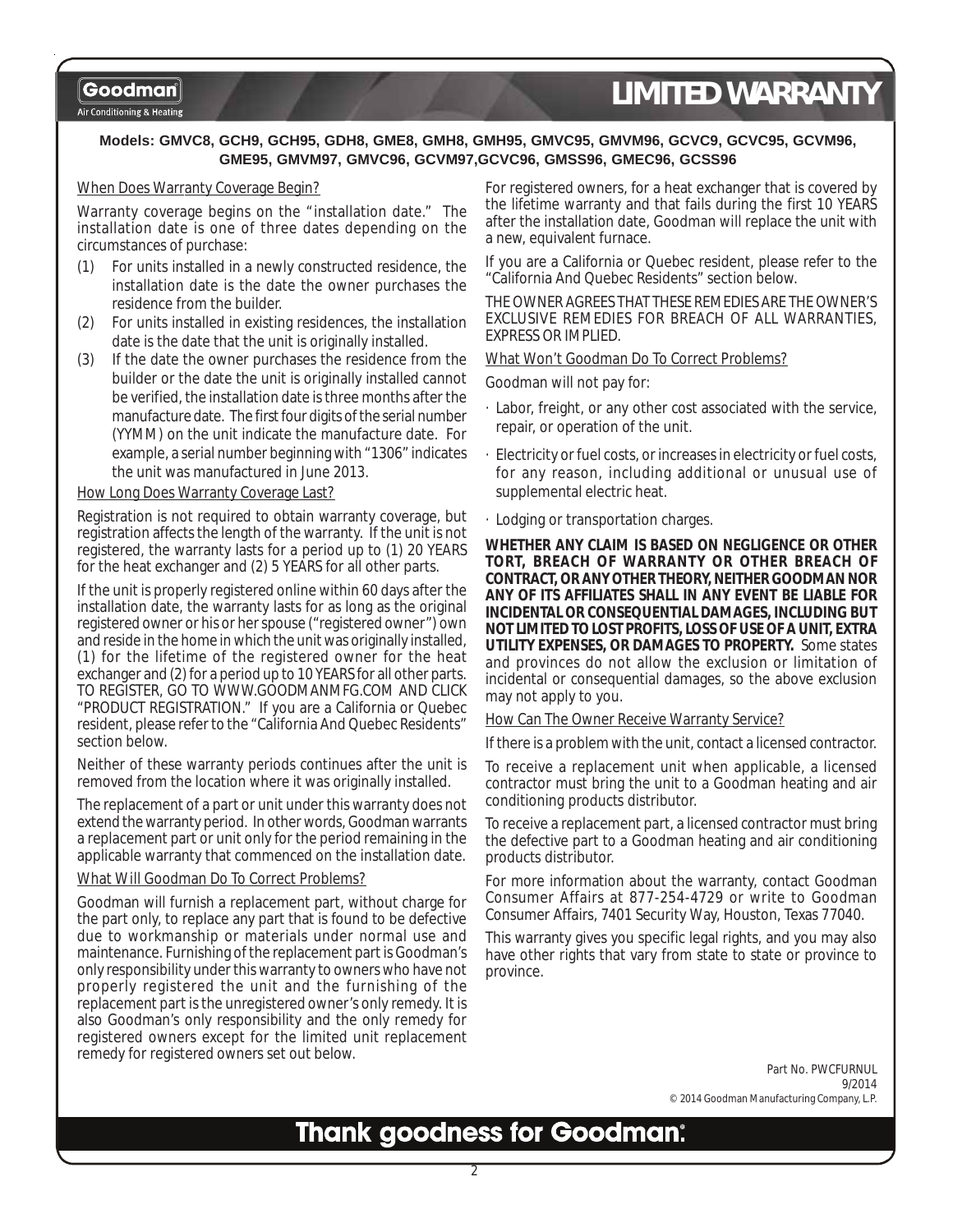Goodman
Air Conditioning & Heating

# LIMITED WARRANTY

**Models: GMVC8, GCH9, GCH95, GDH8, GME8, GMH8, GMH95, GMVC95, GMVM96, GCVC9, GCVC95, GCVM96, GME95, GMVM97, GMVC96, GCVM97,GCVC96, GMSS96, GMEC96, GCSS96**

## When Does Warranty Coverage Begin?

Warranty coverage begins on the "installation date." The installation date is one of three dates depending on the circumstances of purchase:

(1) For units installed in a newly constructed residence, the installation date is the date the owner purchases the residence from the builder.

(2) For units installed in existing residences, the installation date is the date that the unit is originally installed.

(3) If the date the owner purchases the residence from the builder or the date the unit is originally installed cannot be verified, the installation date is three months after the manufacture date. The first four digits of the serial number (YYMM) on the unit indicate the manufacture date. For example, a serial number beginning with "1306" indicates the unit was manufactured in June 2013.

## How Long Does Warranty Coverage Last?

Registration is not required to obtain warranty coverage, but registration affects the length of the warranty. If the unit is not registered, the warranty lasts for a period up to (1) 20 YEARS for the heat exchanger and (2) 5 YEARS for all other parts.

If the unit is properly registered online within 60 days after the installation date, the warranty lasts for as long as the original registered owner or his or her spouse ("registered owner") own and reside in the home in which the unit was originally installed, (1) for the lifetime of the registered owner for the heat exchanger and (2) for a period up to 10 YEARS for all other parts. TO REGISTER, GO TO WWW.GOODMANMFG.COM AND CLICK "PRODUCT REGISTRATION." If you are a California or Quebec resident, please refer to the "California And Quebec Residents" section below.

Neither of these warranty periods continues after the unit is removed from the location where it was originally installed.

The replacement of a part or unit under this warranty does not extend the warranty period. In other words, Goodman warrants a replacement part or unit only for the period remaining in the applicable warranty that commenced on the installation date.

## What Will Goodman Do To Correct Problems?

Goodman will furnish a replacement part, without charge for the part only, to replace any part that is found to be defective due to workmanship or materials under normal use and maintenance. Furnishing of the replacement part is Goodman's only responsibility under this warranty to owners who have not properly registered the unit and the furnishing of the replacement part is the unregistered owner's only remedy. It is also Goodman's only responsibility and the only remedy for registered owners except for the limited unit replacement remedy for registered owners set out below.

For registered owners, for a heat exchanger that is covered by the lifetime warranty and that fails during the first 10 YEARS after the installation date, Goodman will replace the unit with a new, equivalent furnace.

If you are a California or Quebec resident, please refer to the "California And Quebec Residents" section below.

THE OWNER AGREES THAT THESE REMEDIES ARE THE OWNER'S EXCLUSIVE REMEDIES FOR BREACH OF ALL WARRANTIES, EXPRESS OR IMPLIED.

## What Won't Goodman Do To Correct Problems?

Goodman will not pay for:

- Labor, freight, or any other cost associated with the service, repair, or operation of the unit.
- Electricity or fuel costs, or increases in electricity or fuel costs, for any reason, including additional or unusual use of supplemental electric heat.
- Lodging or transportation charges.

**WHETHER ANY CLAIM IS BASED ON NEGLIGENCE OR OTHER TORT, BREACH OF WARRANTY OR OTHER BREACH OF CONTRACT, OR ANY OTHER THEORY, NEITHER GOODMAN NOR ANY OF ITS AFFILIATES SHALL IN ANY EVENT BE LIABLE FOR INCIDENTAL OR CONSEQUENTIAL DAMAGES, INCLUDING BUT NOT LIMITED TO LOST PROFITS, LOSS OF USE OF A UNIT, EXTRA UTILITY EXPENSES, OR DAMAGES TO PROPERTY.** Some states and provinces do not allow the exclusion or limitation of incidental or consequential damages, so the above exclusion may not apply to you.

## How Can The Owner Receive Warranty Service?

If there is a problem with the unit, contact a licensed contractor.

To receive a replacement unit when applicable, a licensed contractor must bring the unit to a Goodman heating and air conditioning products distributor.

To receive a replacement part, a licensed contractor must bring the defective part to a Goodman heating and air conditioning products distributor.

For more information about the warranty, contact Goodman Consumer Affairs at 877-254-4729 or write to Goodman Consumer Affairs, 7401 Security Way, Houston, Texas 77040.

This warranty gives you specific legal rights, and you may also have other rights that vary from state to state or province to province.

Part No. PWCFURNUL
9/2014
© 2014 Goodman Manufacturing Company, L.P.

**Thank goodness for Goodman.**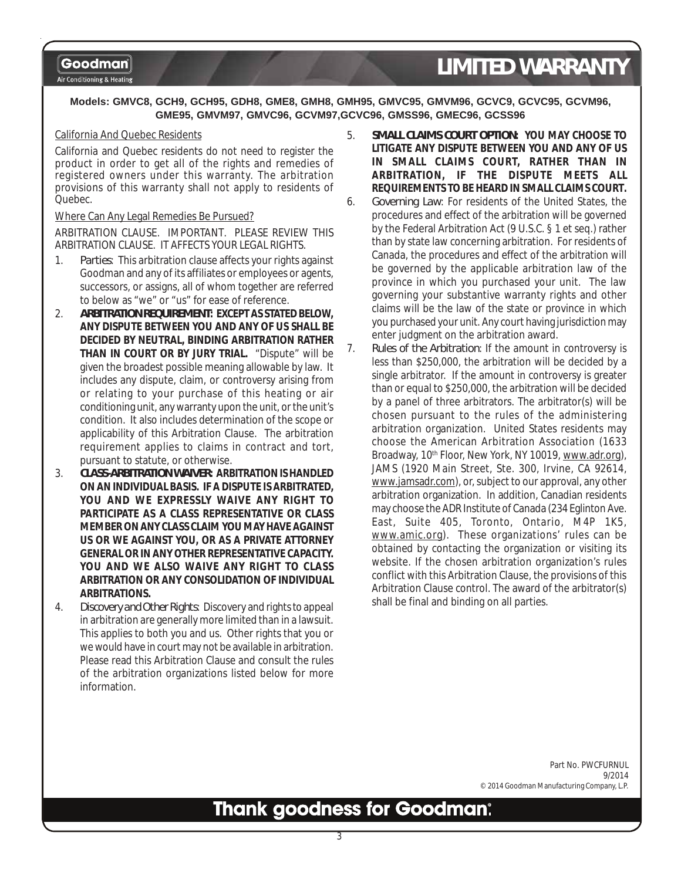# LIMITED WARRANTY

**Models: GMVC8, GCH9, GCH95, GDH8, GME8, GMH8, GMH95, GMVC95, GMVM96, GCVC9, GCVC95, GCVM96, GME95, GMVM97, GMVC96, GCVM97,GCVC96, GMSS96, GMEC96, GCSS96**

California And Quebec Residents

California and Quebec residents do not need to register the product in order to get all of the rights and remedies of registered owners under this warranty. The arbitration provisions of this warranty shall not apply to residents of Quebec.

Where Can Any Legal Remedies Be Pursued?

ARBITRATION CLAUSE. IMPORTANT. PLEASE REVIEW THIS ARBITRATION CLAUSE. IT AFFECTS YOUR LEGAL RIGHTS.

1. *Parties*: This arbitration clause affects your rights against Goodman and any of its affiliates or employees or agents, successors, or assigns, all of whom together are referred to below as "we" or "us" for ease of reference.
2. **ARBITRATION REQUIREMENT: EXCEPT AS STATED BELOW, ANY DISPUTE BETWEEN YOU AND ANY OF US SHALL BE DECIDED BY NEUTRAL, BINDING ARBITRATION RATHER THAN IN COURT OR BY JURY TRIAL.** "Dispute" will be given the broadest possible meaning allowable by law. It includes any dispute, claim, or controversy arising from or relating to your purchase of this heating or air conditioning unit, any warranty upon the unit, or the unit's condition. It also includes determination of the scope or applicability of this Arbitration Clause. The arbitration requirement applies to claims in contract and tort, pursuant to statute, or otherwise.
3. **CLASS-ARBITRATION WAIVER: ARBITRATION IS HANDLED ON AN INDIVIDUAL BASIS. IF A DISPUTE IS ARBITRATED, YOU AND WE EXPRESSLY WAIVE ANY RIGHT TO PARTICIPATE AS A CLASS REPRESENTATIVE OR CLASS MEMBER ON ANY CLASS CLAIM YOU MAY HAVE AGAINST US OR WE AGAINST YOU, OR AS A PRIVATE ATTORNEY GENERAL OR IN ANY OTHER REPRESENTATIVE CAPACITY. YOU AND WE ALSO WAIVE ANY RIGHT TO CLASS ARBITRATION OR ANY CONSOLIDATION OF INDIVIDUAL ARBITRATIONS.**
4. *Discovery and Other Rights*: Discovery and rights to appeal in arbitration are generally more limited than in a lawsuit. This applies to both you and us. Other rights that you or we would have in court may not be available in arbitration. Please read this Arbitration Clause and consult the rules of the arbitration organizations listed below for more information.
5. **SMALL CLAIMS COURT OPTION: YOU MAY CHOOSE TO LITIGATE ANY DISPUTE BETWEEN YOU AND ANY OF US IN SMALL CLAIMS COURT, RATHER THAN IN ARBITRATION, IF THE DISPUTE MEETS ALL REQUIREMENTS TO BE HEARD IN SMALL CLAIMS COURT.**
6. *Governing Law*: For residents of the United States, the procedures and effect of the arbitration will be governed by the Federal Arbitration Act (9 U.S.C. § 1 et seq.) rather than by state law concerning arbitration. For residents of Canada, the procedures and effect of the arbitration will be governed by the applicable arbitration law of the province in which you purchased your unit. The law governing your substantive warranty rights and other claims will be the law of the state or province in which you purchased your unit. Any court having jurisdiction may enter judgment on the arbitration award.
7. *Rules of the Arbitration*: If the amount in controversy is less than $250,000, the arbitration will be decided by a single arbitrator. If the amount in controversy is greater than or equal to $250,000, the arbitration will be decided by a panel of three arbitrators. The arbitrator(s) will be chosen pursuant to the rules of the administering arbitration organization. United States residents may choose the American Arbitration Association (1633 Broadway, 10th Floor, New York, NY 10019, www.adr.org), JAMS (1920 Main Street, Ste. 300, Irvine, CA 92614, www.jamsadr.com), or, subject to our approval, any other arbitration organization. In addition, Canadian residents may choose the ADR Institute of Canada (234 Eglinton Ave. East, Suite 405, Toronto, Ontario, M4P 1K5, www.amic.org). These organizations' rules can be obtained by contacting the organization or visiting its website. If the chosen arbitration organization's rules conflict with this Arbitration Clause, the provisions of this Arbitration Clause control. The award of the arbitrator(s) shall be final and binding on all parties.

Part No. PWCFURNUL
9/2014
© 2014 Goodman Manufacturing Company, L.P.

**Thank goodness for Goodman®**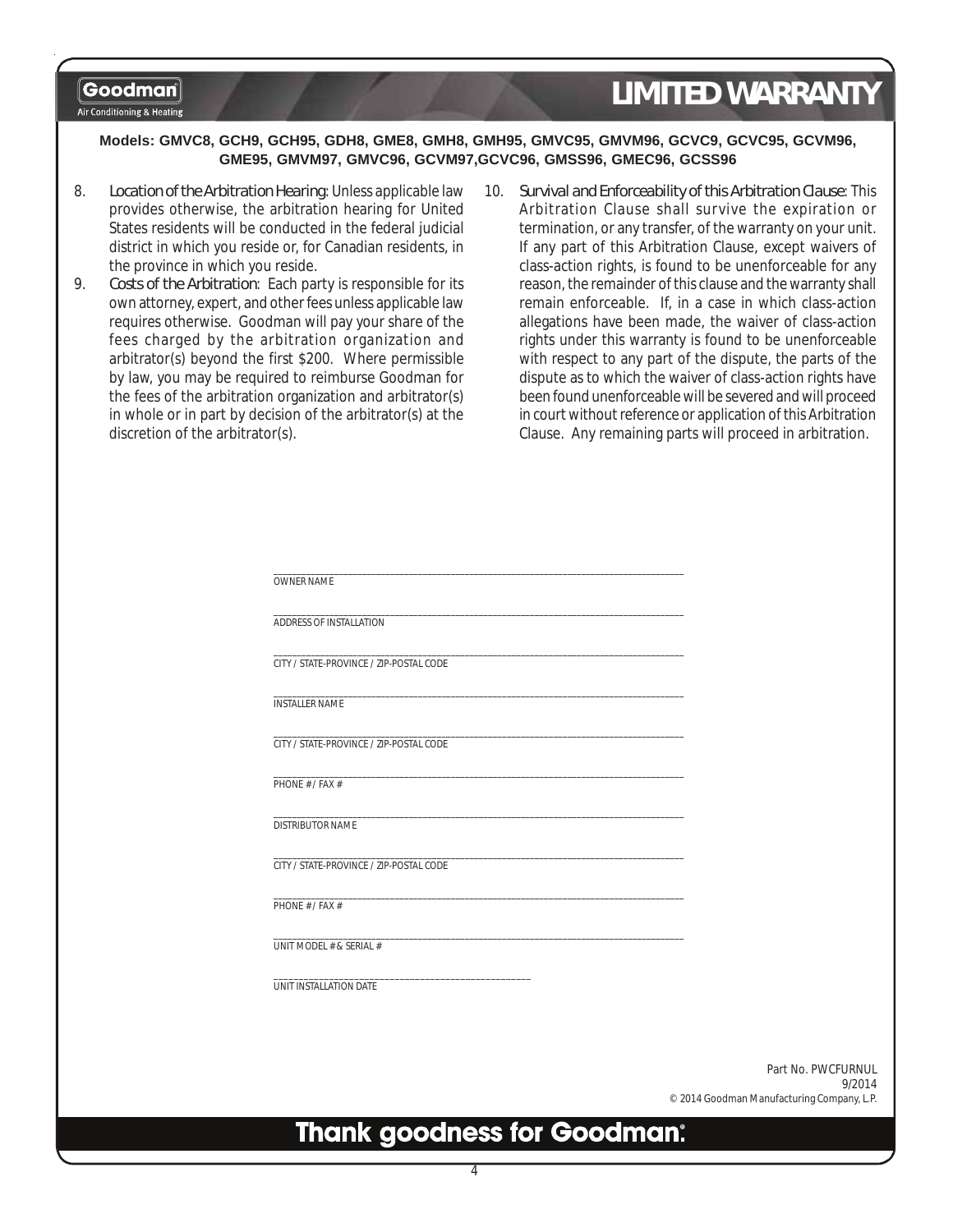# LIMITED WARRANTY

**Models: GMVC8, GCH9, GCH95, GDH8, GME8, GMH8, GMH95, GMVC95, GMVM96, GCVC9, GCVC95, GCVM96, GME95, GMVM97, GMVC96, GCVM97,GCVC96, GMSS96, GMEC96, GCSS96**

8. Location of the Arbitration Hearing: Unless applicable law provides otherwise, the arbitration hearing for United States residents will be conducted in the federal judicial district in which you reside or, for Canadian residents, in the province in which you reside.
9. Costs of the Arbitration: Each party is responsible for its own attorney, expert, and other fees unless applicable law requires otherwise. Goodman will pay your share of the fees charged by the arbitration organization and arbitrator(s) beyond the first $200. Where permissible by law, you may be required to reimburse Goodman for the fees of the arbitration organization and arbitrator(s) in whole or in part by decision of the arbitrator(s) at the discretion of the arbitrator(s).
10. Survival and Enforceability of this Arbitration Clause: This Arbitration Clause shall survive the expiration or termination, or any transfer, of the warranty on your unit. If any part of this Arbitration Clause, except waivers of class-action rights, is found to be unenforceable for any reason, the remainder of this clause and the warranty shall remain enforceable. If, in a case in which class-action allegations have been made, the waiver of class-action rights under this warranty is found to be unenforceable with respect to any part of the dispute, the parts of the dispute as to which the waiver of class-action rights have been found unenforceable will be severed and will proceed in court without reference or application of this Arbitration Clause. Any remaining parts will proceed in arbitration.

\_\_\_\_\_\_\_\_\_\_\_\_\_\_\_\_\_\_\_\_\_\_\_\_\_\_\_\_\_\_\_\_\_\_\_\_\_\_\_\_
OWNER NAME

\_\_\_\_\_\_\_\_\_\_\_\_\_\_\_\_\_\_\_\_\_\_\_\_\_\_\_\_\_\_\_\_\_\_\_\_\_\_\_\_
ADDRESS OF INSTALLATION

\_\_\_\_\_\_\_\_\_\_\_\_\_\_\_\_\_\_\_\_\_\_\_\_\_\_\_\_\_\_\_\_\_\_\_\_\_\_\_\_
CITY / STATE-PROVINCE / ZIP-POSTAL CODE

\_\_\_\_\_\_\_\_\_\_\_\_\_\_\_\_\_\_\_\_\_\_\_\_\_\_\_\_\_\_\_\_\_\_\_\_\_\_\_\_
INSTALLER NAME

\_\_\_\_\_\_\_\_\_\_\_\_\_\_\_\_\_\_\_\_\_\_\_\_\_\_\_\_\_\_\_\_\_\_\_\_\_\_\_\_
CITY / STATE-PROVINCE / ZIP-POSTAL CODE

\_\_\_\_\_\_\_\_\_\_\_\_\_\_\_\_\_\_\_\_\_\_\_\_\_\_\_\_\_\_\_\_\_\_\_\_\_\_\_\_
PHONE # / FAX #

\_\_\_\_\_\_\_\_\_\_\_\_\_\_\_\_\_\_\_\_\_\_\_\_\_\_\_\_\_\_\_\_\_\_\_\_\_\_\_\_
DISTRIBUTOR NAME

\_\_\_\_\_\_\_\_\_\_\_\_\_\_\_\_\_\_\_\_\_\_\_\_\_\_\_\_\_\_\_\_\_\_\_\_\_\_\_\_
CITY / STATE-PROVINCE / ZIP-POSTAL CODE

\_\_\_\_\_\_\_\_\_\_\_\_\_\_\_\_\_\_\_\_\_\_\_\_\_\_\_\_\_\_\_\_\_\_\_\_\_\_\_\_
PHONE # / FAX #

\_\_\_\_\_\_\_\_\_\_\_\_\_\_\_\_\_\_\_\_\_\_\_\_\_\_\_\_\_\_\_\_\_\_\_\_\_\_\_\_
UNIT MODEL # & SERIAL #

\_\_\_\_\_\_\_\_\_\_\_\_\_\_\_\_\_\_\_\_\_\_\_\_\_\_\_\_
UNIT INSTALLATION DATE

Part No. PWCFURNUL
9/2014
© 2014 Goodman Manufacturing Company, L.P.

**Thank goodness for Goodman®**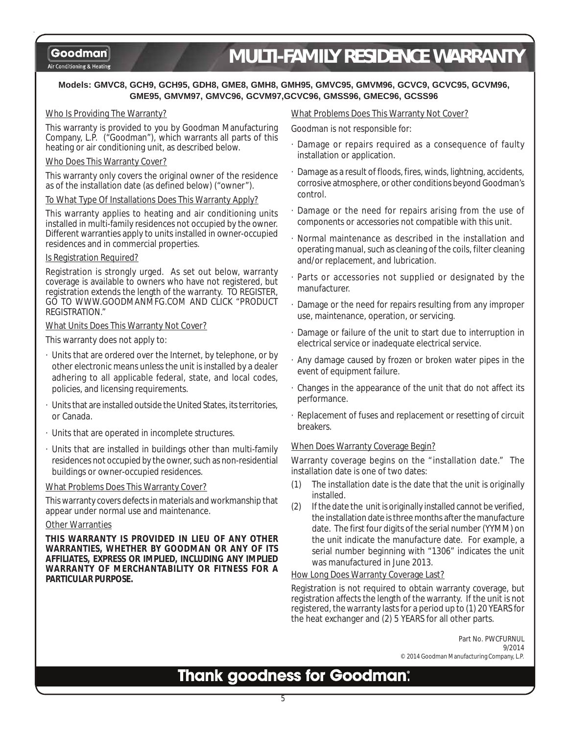# MULTI-FAMILY RESIDENCE WARRANTY

Goodman
Air Conditioning & Heating

**Models: GMVC8, GCH9, GCH95, GDH8, GME8, GMH8, GMH95, GMVC95, GMVM96, GCVC9, GCVC95, GCVM96, GME95, GMVM97, GMVC96, GCVM97,GCVC96, GMSS96, GMEC96, GCSS96**

## Who Is Providing The Warranty?

This warranty is provided to you by Goodman Manufacturing Company, L.P. ("Goodman"), which warrants all parts of this heating or air conditioning unit, as described below.

## Who Does This Warranty Cover?

This warranty only covers the original owner of the residence as of the installation date (as defined below) ("owner").

## To What Type Of Installations Does This Warranty Apply?

This warranty applies to heating and air conditioning units installed in multi-family residences not occupied by the owner. Different warranties apply to units installed in owner-occupied residences and in commercial properties.

## Is Registration Required?

Registration is strongly urged. As set out below, warranty coverage is available to owners who have not registered, but registration extends the length of the warranty. TO REGISTER, GO TO WWW.GOODMANMFG.COM AND CLICK "PRODUCT REGISTRATION."

## What Units Does This Warranty Not Cover?

This warranty does not apply to:

- Units that are ordered over the Internet, by telephone, or by other electronic means unless the unit is installed by a dealer adhering to all applicable federal, state, and local codes, policies, and licensing requirements.
- Units that are installed outside the United States, its territories, or Canada.
- Units that are operated in incomplete structures.
- Units that are installed in buildings other than multi-family residences not occupied by the owner, such as non-residential buildings or owner-occupied residences.

## What Problems Does This Warranty Cover?

This warranty covers defects in materials and workmanship that appear under normal use and maintenance.

## Other Warranties

**THIS WARRANTY IS PROVIDED IN LIEU OF ANY OTHER WARRANTIES, WHETHER BY GOODMAN OR ANY OF ITS AFFILIATES, EXPRESS OR IMPLIED, INCLUDING ANY IMPLIED WARRANTY OF MERCHANTABILITY OR FITNESS FOR A PARTICULAR PURPOSE.**

## What Problems Does This Warranty Not Cover?

Goodman is not responsible for:

- Damage or repairs required as a consequence of faulty installation or application.
- Damage as a result of floods, fires, winds, lightning, accidents, corrosive atmosphere, or other conditions beyond Goodman's control.
- Damage or the need for repairs arising from the use of components or accessories not compatible with this unit.
- Normal maintenance as described in the installation and operating manual, such as cleaning of the coils, filter cleaning and/or replacement, and lubrication.
- Parts or accessories not supplied or designated by the manufacturer.
- Damage or the need for repairs resulting from any improper use, maintenance, operation, or servicing.
- Damage or failure of the unit to start due to interruption in electrical service or inadequate electrical service.
- Any damage caused by frozen or broken water pipes in the event of equipment failure.
- Changes in the appearance of the unit that do not affect its performance.
- Replacement of fuses and replacement or resetting of circuit breakers.

## When Does Warranty Coverage Begin?

Warranty coverage begins on the "installation date." The installation date is one of two dates:

(1) The installation date is the date that the unit is originally installed.

(2) If the date the unit is originally installed cannot be verified, the installation date is three months after the manufacture date. The first four digits of the serial number (YYMM) on the unit indicate the manufacture date. For example, a serial number beginning with "1306" indicates the unit was manufactured in June 2013.

## How Long Does Warranty Coverage Last?

Registration is not required to obtain warranty coverage, but registration affects the length of the warranty. If the unit is not registered, the warranty lasts for a period up to (1) 20 YEARS for the heat exchanger and (2) 5 YEARS for all other parts.

Part No. PWCFURNUL
9/2014
© 2014 Goodman Manufacturing Company, L.P.

**Thank goodness for Goodman®**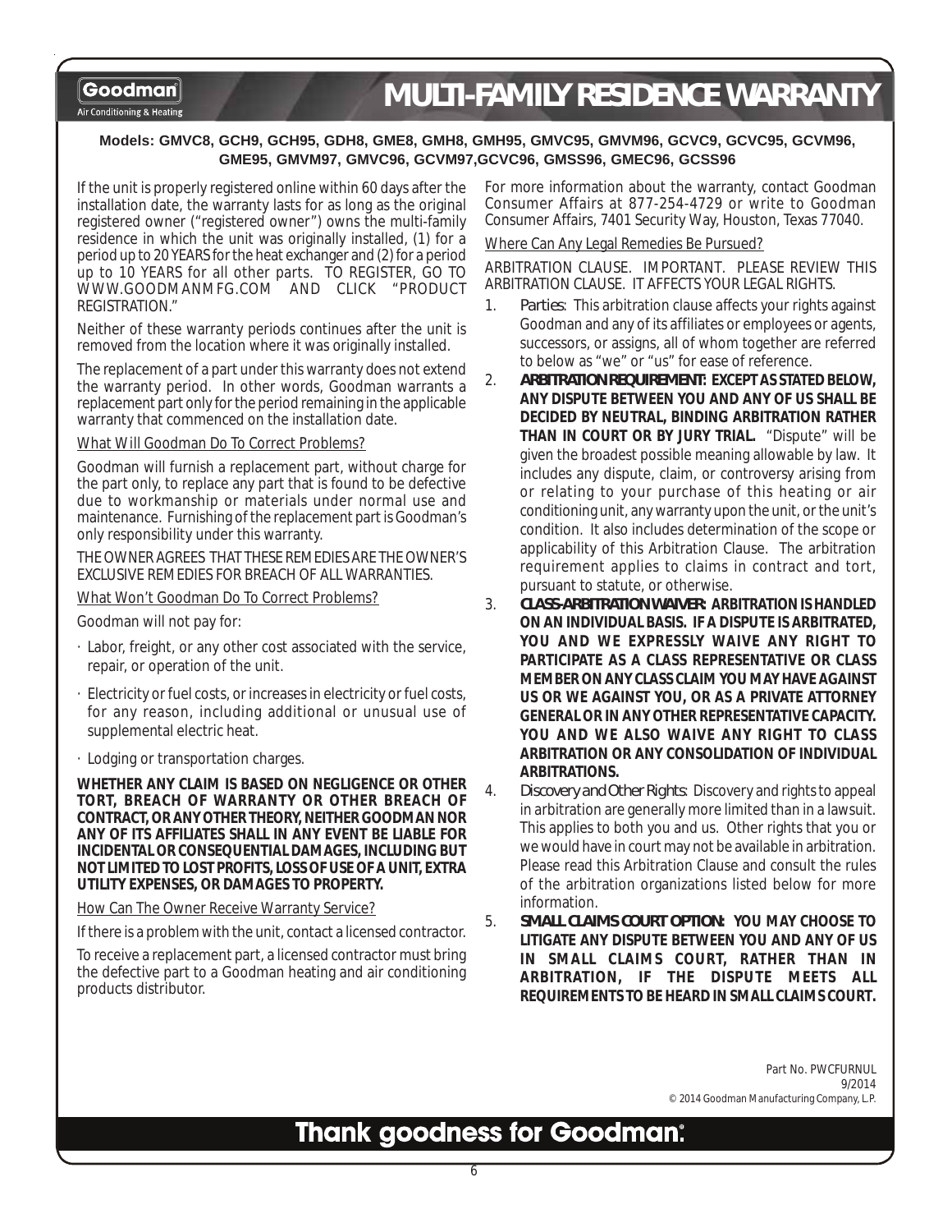# MULTI-FAMILY RESIDENCE WARRANTY

**Models: GMVC8, GCH9, GCH95, GDH8, GME8, GMH8, GMH95, GMVC95, GMVM96, GCVC9, GCVC95, GCVM96, GME95, GMVM97, GMVC96, GCVM97,GCVC96, GMSS96, GMEC96, GCSS96**

If the unit is properly registered online within 60 days after the installation date, the warranty lasts for as long as the original registered owner ("registered owner") owns the multi-family residence in which the unit was originally installed, (1) for a period up to 20 YEARS for the heat exchanger and (2) for a period up to 10 YEARS for all other parts. TO REGISTER, GO TO WWW.GOODMANMFG.COM AND CLICK "PRODUCT REGISTRATION."

Neither of these warranty periods continues after the unit is removed from the location where it was originally installed.

The replacement of a part under this warranty does not extend the warranty period. In other words, Goodman warrants a replacement part only for the period remaining in the applicable warranty that commenced on the installation date.

What Will Goodman Do To Correct Problems?

Goodman will furnish a replacement part, without charge for the part only, to replace any part that is found to be defective due to workmanship or materials under normal use and maintenance. Furnishing of the replacement part is Goodman's only responsibility under this warranty.

THE OWNER AGREES THAT THESE REMEDIES ARE THE OWNER'S EXCLUSIVE REMEDIES FOR BREACH OF ALL WARRANTIES.

What Won't Goodman Do To Correct Problems?

Goodman will not pay for:

- Labor, freight, or any other cost associated with the service, repair, or operation of the unit.
- Electricity or fuel costs, or increases in electricity or fuel costs, for any reason, including additional or unusual use of supplemental electric heat.
- Lodging or transportation charges.

**WHETHER ANY CLAIM IS BASED ON NEGLIGENCE OR OTHER TORT, BREACH OF WARRANTY OR OTHER BREACH OF CONTRACT, OR ANY OTHER THEORY, NEITHER GOODMAN NOR ANY OF ITS AFFILIATES SHALL IN ANY EVENT BE LIABLE FOR INCIDENTAL OR CONSEQUENTIAL DAMAGES, INCLUDING BUT NOT LIMITED TO LOST PROFITS, LOSS OF USE OF A UNIT, EXTRA UTILITY EXPENSES, OR DAMAGES TO PROPERTY.**

How Can The Owner Receive Warranty Service?

If there is a problem with the unit, contact a licensed contractor.

To receive a replacement part, a licensed contractor must bring the defective part to a Goodman heating and air conditioning products distributor.

For more information about the warranty, contact Goodman Consumer Affairs at 877-254-4729 or write to Goodman Consumer Affairs, 7401 Security Way, Houston, Texas 77040.

Where Can Any Legal Remedies Be Pursued?

ARBITRATION CLAUSE. IMPORTANT. PLEASE REVIEW THIS ARBITRATION CLAUSE. IT AFFECTS YOUR LEGAL RIGHTS.

1. *Parties:* This arbitration clause affects your rights against Goodman and any of its affiliates or employees or agents, successors, or assigns, all of whom together are referred to below as "we" or "us" for ease of reference.
2. ***ARBITRATION REQUIREMENT:*** **EXCEPT AS STATED BELOW, ANY DISPUTE BETWEEN YOU AND ANY OF US SHALL BE DECIDED BY NEUTRAL, BINDING ARBITRATION RATHER THAN IN COURT OR BY JURY TRIAL.** "Dispute" will be given the broadest possible meaning allowable by law. It includes any dispute, claim, or controversy arising from or relating to your purchase of this heating or air conditioning unit, any warranty upon the unit, or the unit's condition. It also includes determination of the scope or applicability of this Arbitration Clause. The arbitration requirement applies to claims in contract and tort, pursuant to statute, or otherwise.
3. ***CLASS-ARBITRATION WAIVER:*** **ARBITRATION IS HANDLED ON AN INDIVIDUAL BASIS. IF A DISPUTE IS ARBITRATED, YOU AND WE EXPRESSLY WAIVE ANY RIGHT TO PARTICIPATE AS A CLASS REPRESENTATIVE OR CLASS MEMBER ON ANY CLASS CLAIM YOU MAY HAVE AGAINST US OR WE AGAINST YOU, OR AS A PRIVATE ATTORNEY GENERAL OR IN ANY OTHER REPRESENTATIVE CAPACITY. YOU AND WE ALSO WAIVE ANY RIGHT TO CLASS ARBITRATION OR ANY CONSOLIDATION OF INDIVIDUAL ARBITRATIONS.**
4. *Discovery and Other Rights:* Discovery and rights to appeal in arbitration are generally more limited than in a lawsuit. This applies to both you and us. Other rights that you or we would have in court may not be available in arbitration. Please read this Arbitration Clause and consult the rules of the arbitration organizations listed below for more information.
5. ***SMALL CLAIMS COURT OPTION:*** **YOU MAY CHOOSE TO LITIGATE ANY DISPUTE BETWEEN YOU AND ANY OF US IN SMALL CLAIMS COURT, RATHER THAN IN ARBITRATION, IF THE DISPUTE MEETS ALL REQUIREMENTS TO BE HEARD IN SMALL CLAIMS COURT.**

Part No. PWCFURNUL
9/2014
© 2014 Goodman Manufacturing Company, L.P.

**Thank goodness for Goodman.**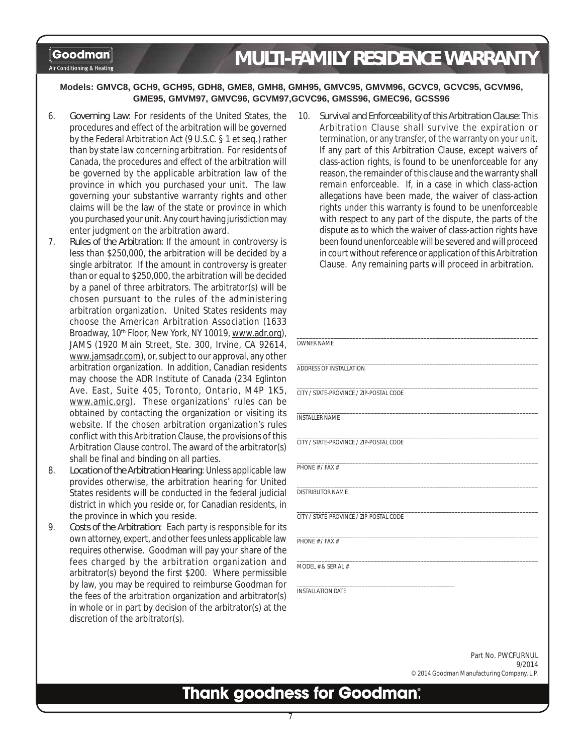# MULTI-FAMILY RESIDENCE WARRANTY

**Models: GMVC8, GCH9, GCH95, GDH8, GME8, GMH8, GMH95, GMVC95, GMVM96, GCVC9, GCVC95, GCVM96, GME95, GMVM97, GMVC96, GCVM97,GCVC96, GMSS96, GMEC96, GCSS96**

6. Governing Law: For residents of the United States, the procedures and effect of the arbitration will be governed by the Federal Arbitration Act (9 U.S.C. § 1 et seq.) rather than by state law concerning arbitration. For residents of Canada, the procedures and effect of the arbitration will be governed by the applicable arbitration law of the province in which you purchased your unit. The law governing your substantive warranty rights and other claims will be the law of the state or province in which you purchased your unit. Any court having jurisdiction may enter judgment on the arbitration award.
7. Rules of the Arbitration: If the amount in controversy is less than $250,000, the arbitration will be decided by a single arbitrator. If the amount in controversy is greater than or equal to $250,000, the arbitration will be decided by a panel of three arbitrators. The arbitrator(s) will be chosen pursuant to the rules of the administering arbitration organization. United States residents may choose the American Arbitration Association (1633 Broadway, 10th Floor, New York, NY 10019, www.adr.org), JAMS (1920 Main Street, Ste. 300, Irvine, CA 92614, www.jamsadr.com), or, subject to our approval, any other arbitration organization. In addition, Canadian residents may choose the ADR Institute of Canada (234 Eglinton Ave. East, Suite 405, Toronto, Ontario, M4P 1K5, www.amic.org). These organizations' rules can be obtained by contacting the organization or visiting its website. If the chosen arbitration organization's rules conflict with this Arbitration Clause, the provisions of this Arbitration Clause control. The award of the arbitrator(s) shall be final and binding on all parties.
8. Location of the Arbitration Hearing: Unless applicable law provides otherwise, the arbitration hearing for United States residents will be conducted in the federal judicial district in which you reside or, for Canadian residents, in the province in which you reside.
9. Costs of the Arbitration: Each party is responsible for its own attorney, expert, and other fees unless applicable law requires otherwise. Goodman will pay your share of the fees charged by the arbitration organization and arbitrator(s) beyond the first $200. Where permissible by law, you may be required to reimburse Goodman for the fees of the arbitration organization and arbitrator(s) in whole or in part by decision of the arbitrator(s) at the discretion of the arbitrator(s).
10. Survival and Enforceability of this Arbitration Clause: This Arbitration Clause shall survive the expiration or termination, or any transfer, of the warranty on your unit. If any part of this Arbitration Clause, except waivers of class-action rights, is found to be unenforceable for any reason, the remainder of this clause and the warranty shall remain enforceable. If, in a case in which class-action allegations have been made, the waiver of class-action rights under this warranty is found to be unenforceable with respect to any part of the dispute, the parts of the dispute as to which the waiver of class-action rights have been found unenforceable will be severed and will proceed in court without reference or application of this Arbitration Clause. Any remaining parts will proceed in arbitration.

\_\_\_\_\_\_\_\_\_\_\_\_\_\_\_\_\_\_\_\_\_\_\_\_\_\_\_\_\_\_\_\_\_\_\_\_\_\_\_\_
OWNER NAME

\_\_\_\_\_\_\_\_\_\_\_\_\_\_\_\_\_\_\_\_\_\_\_\_\_\_\_\_\_\_\_\_\_\_\_\_\_\_\_\_
ADDRESS OF INSTALLATION

\_\_\_\_\_\_\_\_\_\_\_\_\_\_\_\_\_\_\_\_\_\_\_\_\_\_\_\_\_\_\_\_\_\_\_\_\_\_\_\_
CITY / STATE-PROVINCE / ZIP-POSTAL CODE

\_\_\_\_\_\_\_\_\_\_\_\_\_\_\_\_\_\_\_\_\_\_\_\_\_\_\_\_\_\_\_\_\_\_\_\_\_\_\_\_
INSTALLER NAME

\_\_\_\_\_\_\_\_\_\_\_\_\_\_\_\_\_\_\_\_\_\_\_\_\_\_\_\_\_\_\_\_\_\_\_\_\_\_\_\_
CITY / STATE-PROVINCE / ZIP-POSTAL CODE

\_\_\_\_\_\_\_\_\_\_\_\_\_\_\_\_\_\_\_\_\_\_\_\_\_\_\_\_\_\_\_\_\_\_\_\_\_\_\_\_
PHONE # / FAX #

\_\_\_\_\_\_\_\_\_\_\_\_\_\_\_\_\_\_\_\_\_\_\_\_\_\_\_\_\_\_\_\_\_\_\_\_\_\_\_\_
DISTRIBUTOR NAME

\_\_\_\_\_\_\_\_\_\_\_\_\_\_\_\_\_\_\_\_\_\_\_\_\_\_\_\_\_\_\_\_\_\_\_\_\_\_\_\_
CITY / STATE-PROVINCE / ZIP-POSTAL CODE

\_\_\_\_\_\_\_\_\_\_\_\_\_\_\_\_\_\_\_\_\_\_\_\_\_\_\_\_\_\_\_\_\_\_\_\_\_\_\_\_
PHONE # / FAX #

\_\_\_\_\_\_\_\_\_\_\_\_\_\_\_\_\_\_\_\_\_\_\_\_\_\_\_\_\_\_\_\_\_\_\_\_\_\_\_\_
MODEL # & SERIAL #

\_\_\_\_\_\_\_\_\_\_\_\_\_\_\_\_\_\_\_\_\_\_\_\_\_\_\_\_
INSTALLATION DATE

Part No. PWCFURNUL
9/2014
© 2014 Goodman Manufacturing Company, L.P.

**Thank goodness for Goodman®**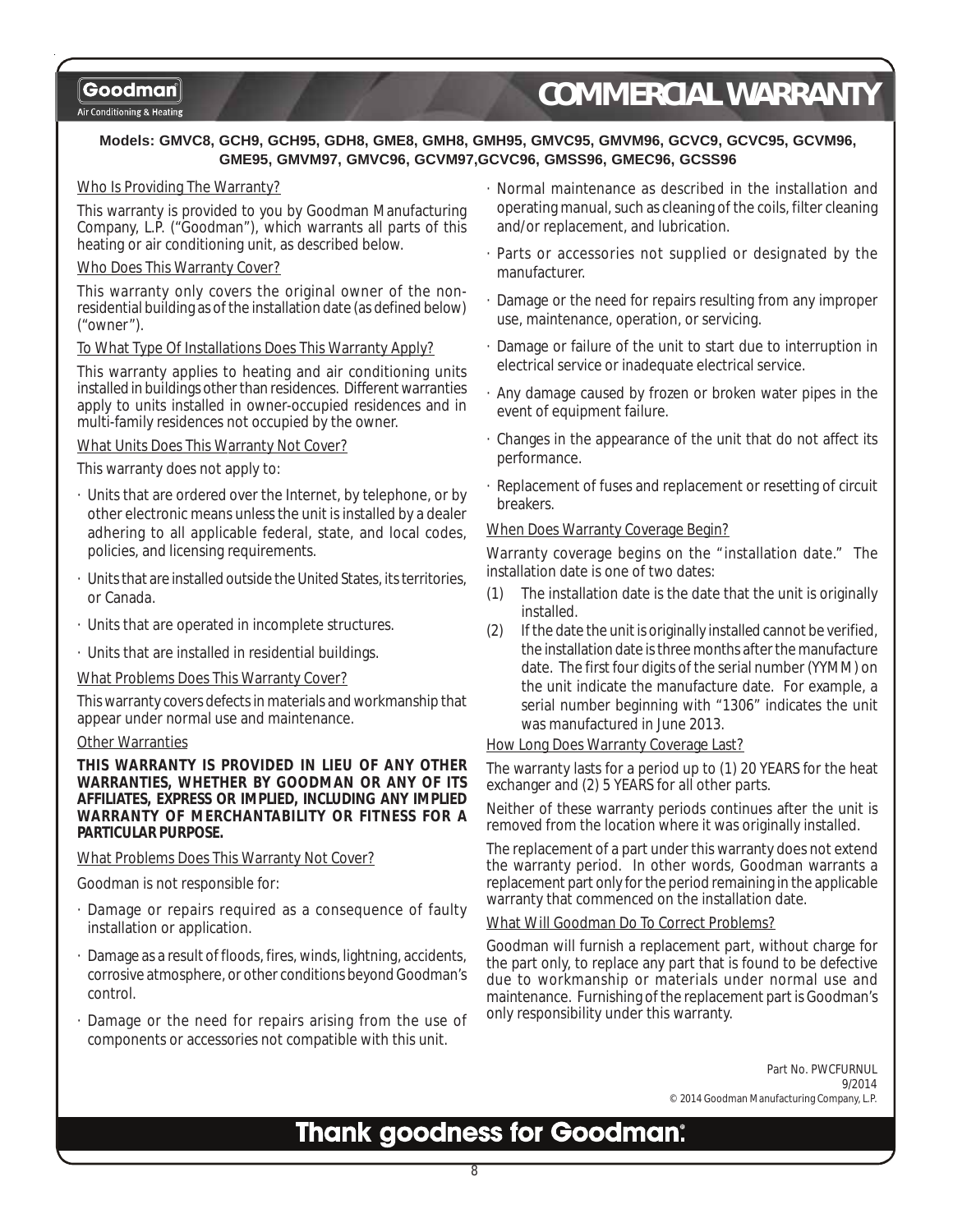Goodman
Air Conditioning & Heating

# COMMERCIAL WARRANTY

**Models: GMVC8, GCH9, GCH95, GDH8, GME8, GMH8, GMH95, GMVC95, GMVM96, GCVC9, GCVC95, GCVM96, GME95, GMVM97, GMVC96, GCVM97,GCVC96, GMSS96, GMEC96, GCSS96**

Who Is Providing The Warranty?

This warranty is provided to you by Goodman Manufacturing Company, L.P. ("Goodman"), which warrants all parts of this heating or air conditioning unit, as described below.

Who Does This Warranty Cover?

This warranty only covers the original owner of the non-residential building as of the installation date (as defined below) ("owner").

To What Type Of Installations Does This Warranty Apply?

This warranty applies to heating and air conditioning units installed in buildings other than residences. Different warranties apply to units installed in owner-occupied residences and in multi-family residences not occupied by the owner.

What Units Does This Warranty Not Cover?

This warranty does not apply to:

- Units that are ordered over the Internet, by telephone, or by other electronic means unless the unit is installed by a dealer adhering to all applicable federal, state, and local codes, policies, and licensing requirements.
- Units that are installed outside the United States, its territories, or Canada.
- Units that are operated in incomplete structures.
- Units that are installed in residential buildings.

What Problems Does This Warranty Cover?

This warranty covers defects in materials and workmanship that appear under normal use and maintenance.

Other Warranties

**THIS WARRANTY IS PROVIDED IN LIEU OF ANY OTHER WARRANTIES, WHETHER BY GOODMAN OR ANY OF ITS AFFILIATES, EXPRESS OR IMPLIED, INCLUDING ANY IMPLIED WARRANTY OF MERCHANTABILITY OR FITNESS FOR A PARTICULAR PURPOSE.**

What Problems Does This Warranty Not Cover?

Goodman is not responsible for:

- Damage or repairs required as a consequence of faulty installation or application.
- Damage as a result of floods, fires, winds, lightning, accidents, corrosive atmosphere, or other conditions beyond Goodman's control.
- Damage or the need for repairs arising from the use of components or accessories not compatible with this unit.
- Normal maintenance as described in the installation and operating manual, such as cleaning of the coils, filter cleaning and/or replacement, and lubrication.
- Parts or accessories not supplied or designated by the manufacturer.
- Damage or the need for repairs resulting from any improper use, maintenance, operation, or servicing.
- Damage or failure of the unit to start due to interruption in electrical service or inadequate electrical service.
- Any damage caused by frozen or broken water pipes in the event of equipment failure.
- Changes in the appearance of the unit that do not affect its performance.
- Replacement of fuses and replacement or resetting of circuit breakers.

When Does Warranty Coverage Begin?

Warranty coverage begins on the "installation date." The installation date is one of two dates:

(1) The installation date is the date that the unit is originally installed.
(2) If the date the unit is originally installed cannot be verified, the installation date is three months after the manufacture date. The first four digits of the serial number (YYMM) on the unit indicate the manufacture date. For example, a serial number beginning with "1306" indicates the unit was manufactured in June 2013.

How Long Does Warranty Coverage Last?

The warranty lasts for a period up to (1) 20 YEARS for the heat exchanger and (2) 5 YEARS for all other parts.

Neither of these warranty periods continues after the unit is removed from the location where it was originally installed.

The replacement of a part under this warranty does not extend the warranty period. In other words, Goodman warrants a replacement part only for the period remaining in the applicable warranty that commenced on the installation date.

What Will Goodman Do To Correct Problems?

Goodman will furnish a replacement part, without charge for the part only, to replace any part that is found to be defective due to workmanship or materials under normal use and maintenance. Furnishing of the replacement part is Goodman's only responsibility under this warranty.

Part No. PWCFURNUL
9/2014
© 2014 Goodman Manufacturing Company, L.P.

**Thank goodness for Goodman®**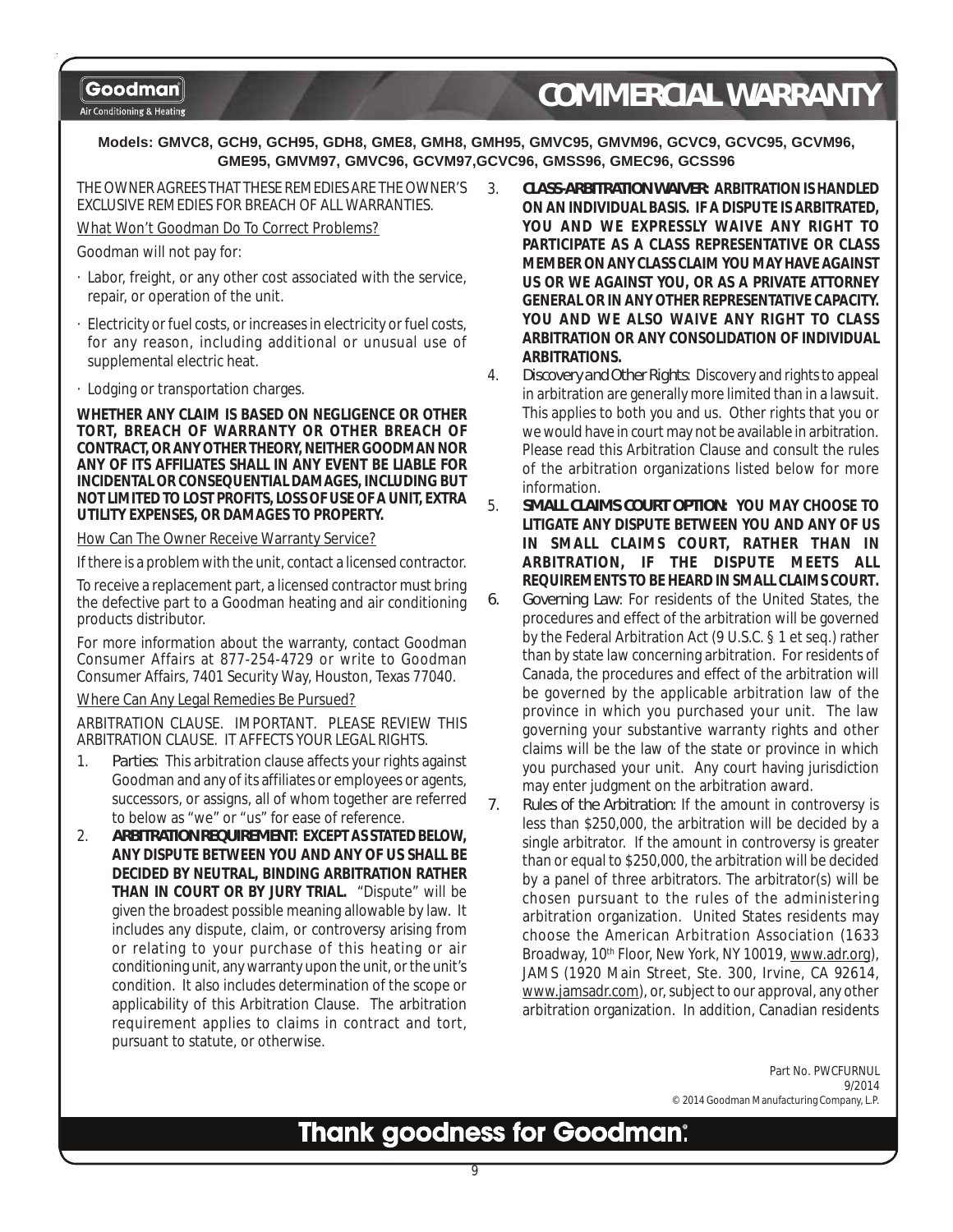# COMMERCIAL WARRANTY

**Models: GMVC8, GCH9, GCH95, GDH8, GME8, GMH8, GMH95, GMVC95, GMVM96, GCVC9, GCVC95, GCVM96, GME95, GMVM97, GMVC96, GCVM97,GCVC96, GMSS96, GMEC96, GCSS96**

THE OWNER AGREES THAT THESE REMEDIES ARE THE OWNER'S EXCLUSIVE REMEDIES FOR BREACH OF ALL WARRANTIES.

What Won't Goodman Do To Correct Problems?

Goodman will not pay for:

- Labor, freight, or any other cost associated with the service, repair, or operation of the unit.
- Electricity or fuel costs, or increases in electricity or fuel costs, for any reason, including additional or unusual use of supplemental electric heat.
- Lodging or transportation charges.

**WHETHER ANY CLAIM IS BASED ON NEGLIGENCE OR OTHER TORT, BREACH OF WARRANTY OR OTHER BREACH OF CONTRACT, OR ANY OTHER THEORY, NEITHER GOODMAN NOR ANY OF ITS AFFILIATES SHALL IN ANY EVENT BE LIABLE FOR INCIDENTAL OR CONSEQUENTIAL DAMAGES, INCLUDING BUT NOT LIMITED TO LOST PROFITS, LOSS OF USE OF A UNIT, EXTRA UTILITY EXPENSES, OR DAMAGES TO PROPERTY.**

How Can The Owner Receive Warranty Service?

If there is a problem with the unit, contact a licensed contractor.

To receive a replacement part, a licensed contractor must bring the defective part to a Goodman heating and air conditioning products distributor.

For more information about the warranty, contact Goodman Consumer Affairs at 877-254-4729 or write to Goodman Consumer Affairs, 7401 Security Way, Houston, Texas 77040.

Where Can Any Legal Remedies Be Pursued?

ARBITRATION CLAUSE. IMPORTANT. PLEASE REVIEW THIS ARBITRATION CLAUSE. IT AFFECTS YOUR LEGAL RIGHTS.

1. *Parties*: This arbitration clause affects your rights against Goodman and any of its affiliates or employees or agents, successors, or assigns, all of whom together are referred to below as "we" or "us" for ease of reference.
2. **ARBITRATION REQUIREMENT: EXCEPT AS STATED BELOW, ANY DISPUTE BETWEEN YOU AND ANY OF US SHALL BE DECIDED BY NEUTRAL, BINDING ARBITRATION RATHER THAN IN COURT OR BY JURY TRIAL.** "Dispute" will be given the broadest possible meaning allowable by law. It includes any dispute, claim, or controversy arising from or relating to your purchase of this heating or air conditioning unit, any warranty upon the unit, or the unit's condition. It also includes determination of the scope or applicability of this Arbitration Clause. The arbitration requirement applies to claims in contract and tort, pursuant to statute, or otherwise.
3. **CLASS-ARBITRATION WAIVER: ARBITRATION IS HANDLED ON AN INDIVIDUAL BASIS. IF A DISPUTE IS ARBITRATED, YOU AND WE EXPRESSLY WAIVE ANY RIGHT TO PARTICIPATE AS A CLASS REPRESENTATIVE OR CLASS MEMBER ON ANY CLASS CLAIM YOU MAY HAVE AGAINST US OR WE AGAINST YOU, OR AS A PRIVATE ATTORNEY GENERAL OR IN ANY OTHER REPRESENTATIVE CAPACITY. YOU AND WE ALSO WAIVE ANY RIGHT TO CLASS ARBITRATION OR ANY CONSOLIDATION OF INDIVIDUAL ARBITRATIONS.**
4. *Discovery and Other Rights*: Discovery and rights to appeal in arbitration are generally more limited than in a lawsuit. This applies to both you and us. Other rights that you or we would have in court may not be available in arbitration. Please read this Arbitration Clause and consult the rules of the arbitration organizations listed below for more information.
5. **SMALL CLAIMS COURT OPTION: YOU MAY CHOOSE TO LITIGATE ANY DISPUTE BETWEEN YOU AND ANY OF US IN SMALL CLAIMS COURT, RATHER THAN IN ARBITRATION, IF THE DISPUTE MEETS ALL REQUIREMENTS TO BE HEARD IN SMALL CLAIMS COURT.**
6. *Governing Law*: For residents of the United States, the procedures and effect of the arbitration will be governed by the Federal Arbitration Act (9 U.S.C. § 1 et seq.) rather than by state law concerning arbitration. For residents of Canada, the procedures and effect of the arbitration will be governed by the applicable arbitration law of the province in which you purchased your unit. The law governing your substantive warranty rights and other claims will be the law of the state or province in which you purchased your unit. Any court having jurisdiction may enter judgment on the arbitration award.
7. *Rules of the Arbitration*: If the amount in controversy is less than $250,000, the arbitration will be decided by a single arbitrator. If the amount in controversy is greater than or equal to $250,000, the arbitration will be decided by a panel of three arbitrators. The arbitrator(s) will be chosen pursuant to the rules of the administering arbitration organization. United States residents may choose the American Arbitration Association (1633 Broadway, 10th Floor, New York, NY 10019, www.adr.org), JAMS (1920 Main Street, Ste. 300, Irvine, CA 92614, www.jamsadr.com), or, subject to our approval, any other arbitration organization. In addition, Canadian residents

Part No. PWCFURNUL
9/2014
© 2014 Goodman Manufacturing Company, L.P.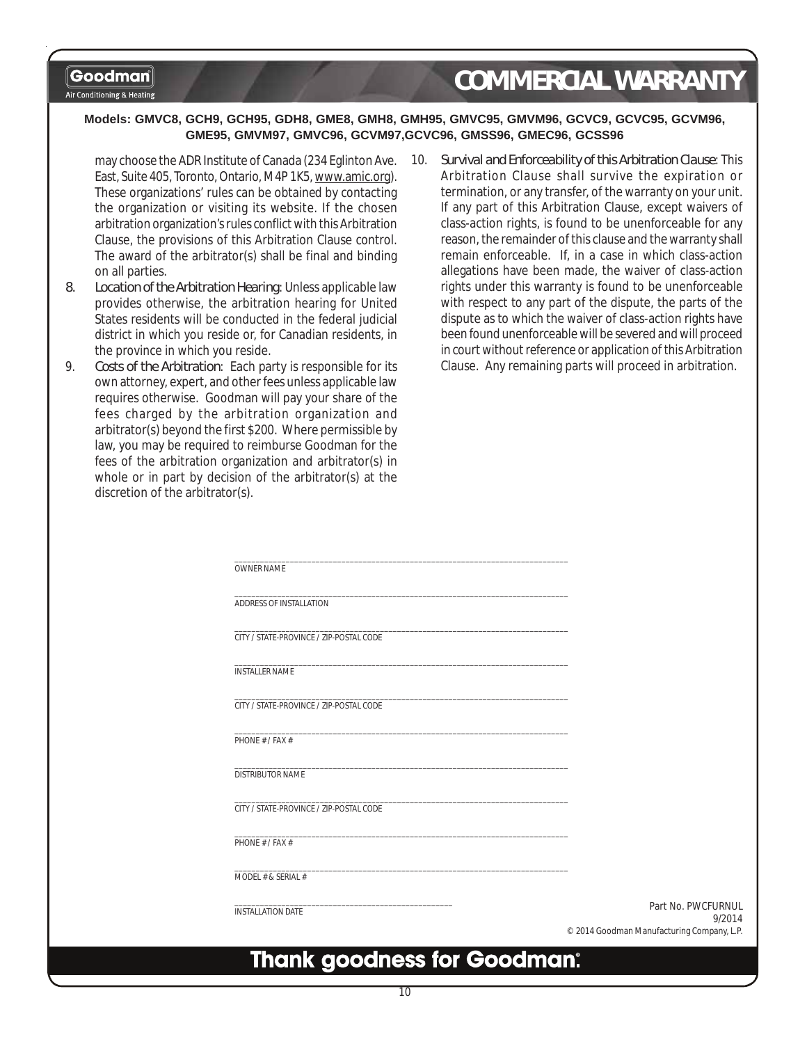# COMMERCIAL WARRANTY

**Models: GMVC8, GCH9, GCH95, GDH8, GME8, GMH8, GMH95, GMVC95, GMVM96, GCVC9, GCVC95, GCVM96, GME95, GMVM97, GMVC96, GCVM97,GCVC96, GMSS96, GMEC96, GCSS96**

may choose the ADR Institute of Canada (234 Eglinton Ave. East, Suite 405, Toronto, Ontario, M4P 1K5, www.amic.org). These organizations' rules can be obtained by contacting the organization or visiting its website. If the chosen arbitration organization's rules conflict with this Arbitration Clause, the provisions of this Arbitration Clause control. The award of the arbitrator(s) shall be final and binding on all parties.

8. Location of the Arbitration Hearing: Unless applicable law provides otherwise, the arbitration hearing for United States residents will be conducted in the federal judicial district in which you reside or, for Canadian residents, in the province in which you reside.
9. Costs of the Arbitration: Each party is responsible for its own attorney, expert, and other fees unless applicable law requires otherwise. Goodman will pay your share of the fees charged by the arbitration organization and arbitrator(s) beyond the first $200. Where permissible by law, you may be required to reimburse Goodman for the fees of the arbitration organization and arbitrator(s) in whole or in part by decision of the arbitrator(s) at the discretion of the arbitrator(s).
10. Survival and Enforceability of this Arbitration Clause: This Arbitration Clause shall survive the expiration or termination, or any transfer, of the warranty on your unit. If any part of this Arbitration Clause, except waivers of class-action rights, is found to be unenforceable for any reason, the remainder of this clause and the warranty shall remain enforceable. If, in a case in which class-action allegations have been made, the waiver of class-action rights under this warranty is found to be unenforceable with respect to any part of the dispute, the parts of the dispute as to which the waiver of class-action rights have been found unenforceable will be severed and will proceed in court without reference or application of this Arbitration Clause. Any remaining parts will proceed in arbitration.

______________________________
OWNER NAME

______________________________
ADDRESS OF INSTALLATION

______________________________
CITY / STATE-PROVINCE / ZIP-POSTAL CODE

______________________________
INSTALLER NAME

______________________________
CITY / STATE-PROVINCE / ZIP-POSTAL CODE

______________________________
PHONE # / FAX #

______________________________
DISTRIBUTOR NAME

______________________________
CITY / STATE-PROVINCE / ZIP-POSTAL CODE

______________________________
PHONE # / FAX #

______________________________
MODEL # & SERIAL #

______________________________
INSTALLATION DATE

Part No. PWCFURNUL
9/2014
© 2014 Goodman Manufacturing Company, L.P.

**Thank goodness for Goodman®**